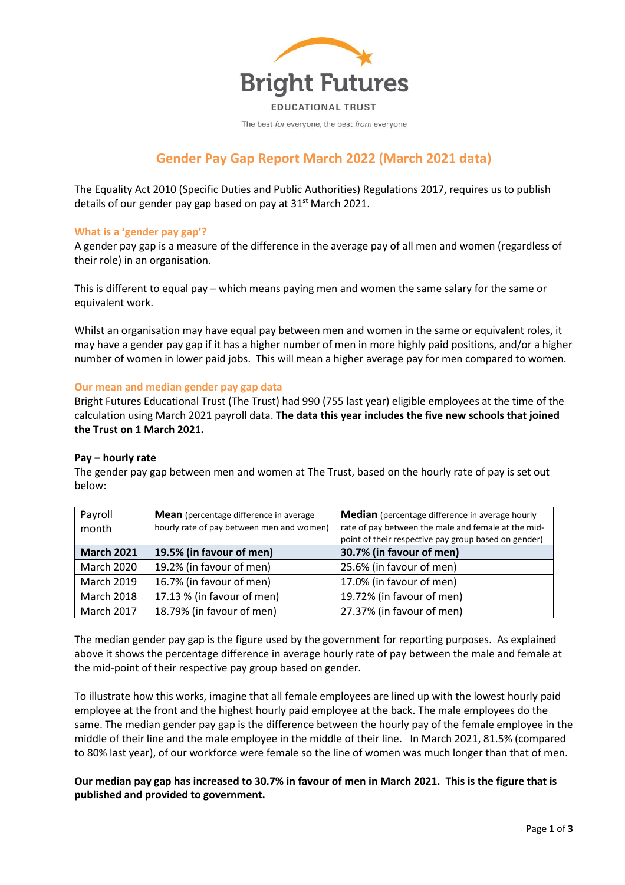Bright Futures

EDUCATIONAL TRUST

The best *for* everyone, the best *from* everyone

# Gender Pay Gap Report March 2022 (March 2021 data)

The Equality Act 2010 (Specific Duties and Public Authorities) Regulations 2017, requires us to publish details of our gender pay gap based on pay at 31st March 2021.

### What is a 'gender pay gap'?

A gender pay gap is a measure of the difference in the average pay of all men and women (regardless of their role) in an organisation.

This is different to equal pay – which means paying men and women the same salary for the same or equivalent work.

Whilst an organisation may have equal pay between men and women in the same or equivalent roles, it may have a gender pay gap if it has a higher number of men in more highly paid positions, and/or a higher number of women in lower paid jobs. This will mean a higher average pay for men compared to women.

### Our mean and median gender pay gap data

Bright Futures Educational Trust (The Trust) had 990 (755 last year) eligible employees at the time of the calculation using March 2021 payroll data. **The data this year includes the five new schools that joined the Trust on 1 March 2021.**

**Pay – hourly rate**

The gender pay gap between men and women at The Trust, based on the hourly rate of pay is set out below:

| Payroll month | **Mean** (percentage difference in average hourly rate of pay between men and women) | **Median** (percentage difference in average hourly rate of pay between the male and female at the mid-point of their respective pay group based on gender) |
|---|---|---|
| **March 2021** | **19.5% (in favour of men)** | **30.7% (in favour of men)** |
| March 2020 | 19.2% (in favour of men) | 25.6% (in favour of men) |
| March 2019 | 16.7% (in favour of men) | 17.0% (in favour of men) |
| March 2018 | 17.13 % (in favour of men) | 19.72% (in favour of men) |
| March 2017 | 18.79% (in favour of men) | 27.37% (in favour of men) |

The median gender pay gap is the figure used by the government for reporting purposes. As explained above it shows the percentage difference in average hourly rate of pay between the male and female at the mid-point of their respective pay group based on gender.

To illustrate how this works, imagine that all female employees are lined up with the lowest hourly paid employee at the front and the highest hourly paid employee at the back. The male employees do the same. The median gender pay gap is the difference between the hourly pay of the female employee in the middle of their line and the male employee in the middle of their line. In March 2021, 81.5% (compared to 80% last year), of our workforce were female so the line of women was much longer than that of men.

**Our median pay gap has increased to 30.7% in favour of men in March 2021. This is the figure that is published and provided to government.**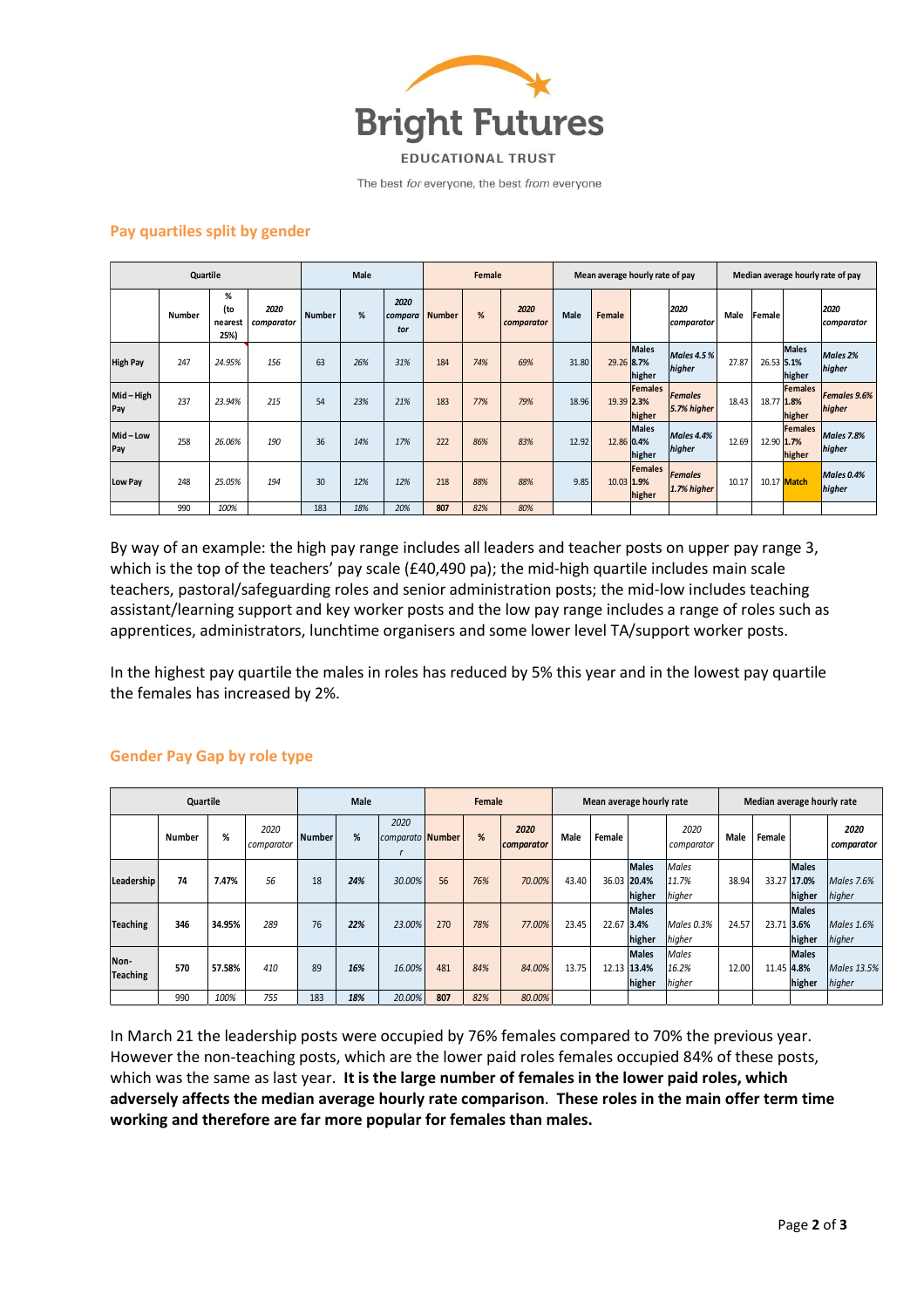## Pay quartiles split by gender

| Quartile | | | | Male | | | Female | | | Mean average hourly rate of pay | | | | Median average hourly rate of pay | | | |
|---|---|---|---|---|---|---|---|---|---|---|---|---|---|---|---|---|---|
| | Number | % (to nearest 25%) | *2020 comparator* | Number | % | *2020 comparator* | Number | % | *2020 comparator* | Male | Female | | *2020 comparator* | Male | Female | | *2020 comparator* |
| **High Pay** | 247 | *24.95%* | *156* | 63 | *26%* | *31%* | 184 | *74%* | *69%* | 31.80 | 29.26 | **Males 8.7% higher** | ***Males 4.5 % higher*** | 27.87 | 26.53 | **Males 5.1% higher** | ***Males 2% higher*** |
| **Mid – High Pay** | 237 | *23.94%* | *215* | 54 | *23%* | *21%* | 183 | *77%* | *79%* | 18.96 | 19.39 | **Females 2.3% higher** | ***Females 5.7% higher*** | 18.43 | 18.77 | **Females 1.8% higher** | ***Females 9.6% higher*** |
| **Mid – Low Pay** | 258 | *26.06%* | *190* | 36 | *14%* | *17%* | 222 | *86%* | *83%* | 12.92 | 12.86 | **Males 0.4% higher** | ***Males 4.4% higher*** | 12.69 | 12.90 | **Females 1.7% higher** | ***Males 7.8% higher*** |
| **Low Pay** | 248 | *25.05%* | *194* | 30 | *12%* | *12%* | 218 | *88%* | *88%* | 9.85 | 10.03 | **Females 1.9% higher** | ***Females 1.7% higher*** | 10.17 | 10.17 | **Match** | ***Males 0.4% higher*** |
| | 990 | *100%* | | 183 | *18%* | *20%* | **807** | *82%* | *80%* | | | | | | | | |

By way of an example: the high pay range includes all leaders and teacher posts on upper pay range 3, which is the top of the teachers' pay scale (£40,490 pa); the mid-high quartile includes main scale teachers, pastoral/safeguarding roles and senior administration posts; the mid-low includes teaching assistant/learning support and key worker posts and the low pay range includes a range of roles such as apprentices, administrators, lunchtime organisers and some lower level TA/support worker posts.

In the highest pay quartile the males in roles has reduced by 5% this year and in the lowest pay quartile the females has increased by 2%.

## Gender Pay Gap by role type

| Quartile | | | | Male | | | Female | | | Mean average hourly rate | | | | Median average hourly rate | | | |
|---|---|---|---|---|---|---|---|---|---|---|---|---|---|---|---|---|---|
| | Number | % | *2020 comparator* | Number | % | *2020 comparator* | Number | % | ***2020 comparator*** | Male | Female | | *2020 comparator* | Male | Female | | ***2020 comparator*** |
| **Leadership** | **74** | **7.47%** | *56* | 18 | ***24%*** | *30.00%* | 56 | *76%* | *70.00%* | 43.40 | 36.03 | **Males 20.4% higher** | *Males 11.7% higher* | 38.94 | 33.27 | **Males 17.0% higher** | *Males 7.6% higher* |
| **Teaching** | **346** | **34.95%** | *289* | 76 | ***22%*** | *23.00%* | 270 | *78%* | *77.00%* | 23.45 | 22.67 | **Males 3.4% higher** | *Males 0.3% higher* | 24.57 | 23.71 | **Males 3.6% higher** | *Males 1.6% higher* |
| **Non-Teaching** | **570** | **57.58%** | *410* | 89 | ***16%*** | *16.00%* | 481 | *84%* | *84.00%* | 13.75 | 12.13 | **Males 13.4% higher** | *Males 16.2% higher* | 12.00 | 11.45 | **Males 4.8% higher** | *Males 13.5% higher* |
| | 990 | *100%* | *755* | 183 | ***18%*** | *20.00%* | **807** | *82%* | *80.00%* | | | | | | | | |

In March 21 the leadership posts were occupied by 76% females compared to 70% the previous year. However the non-teaching posts, which are the lower paid roles females occupied 84% of these posts, which was the same as last year. **It is the large number of females in the lower paid roles, which adversely affects the median average hourly rate comparison**. **These roles in the main offer term time working and therefore are far more popular for females than males.**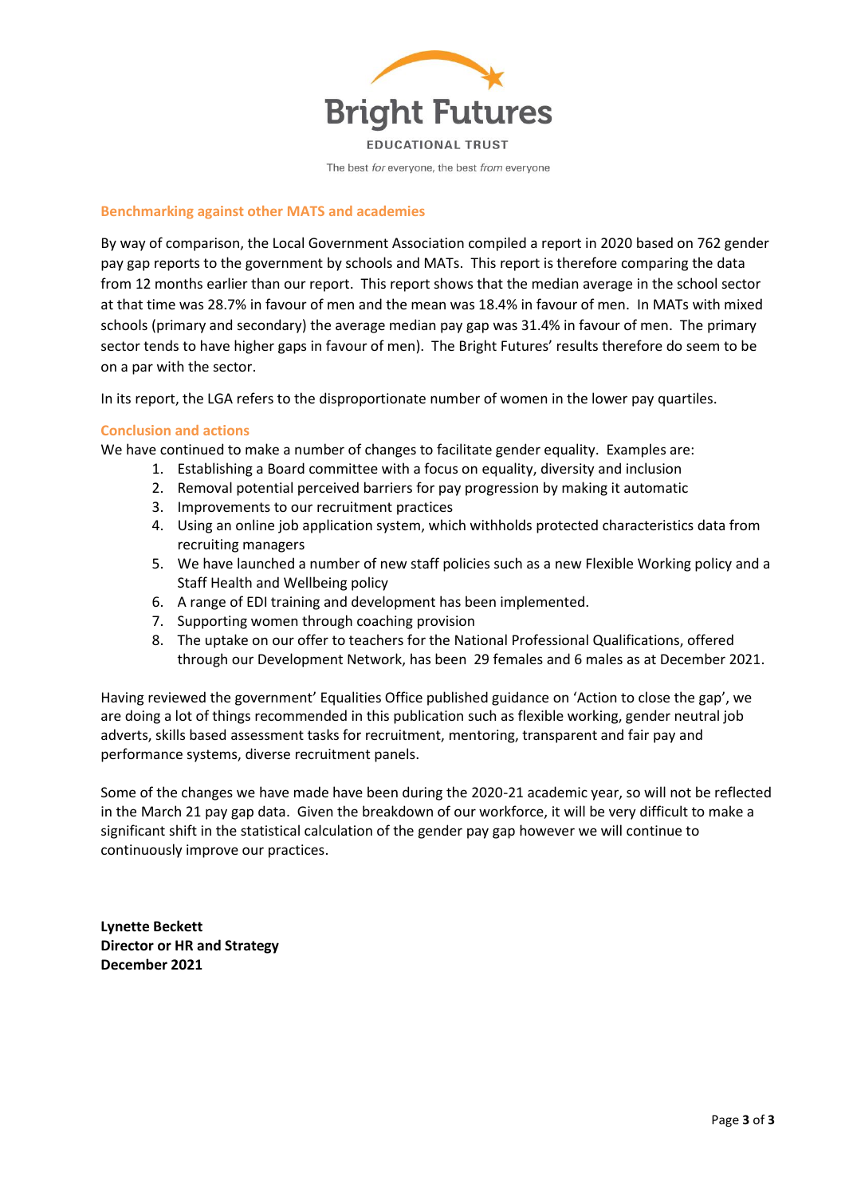Bright Futures

EDUCATIONAL TRUST

The best *for* everyone, the best *from* everyone

## Benchmarking against other MATS and academies

By way of comparison, the Local Government Association compiled a report in 2020 based on 762 gender pay gap reports to the government by schools and MATs. This report is therefore comparing the data from 12 months earlier than our report. This report shows that the median average in the school sector at that time was 28.7% in favour of men and the mean was 18.4% in favour of men. In MATs with mixed schools (primary and secondary) the average median pay gap was 31.4% in favour of men. The primary sector tends to have higher gaps in favour of men). The Bright Futures' results therefore do seem to be on a par with the sector.

In its report, the LGA refers to the disproportionate number of women in the lower pay quartiles.

## Conclusion and actions

We have continued to make a number of changes to facilitate gender equality. Examples are:

1. Establishing a Board committee with a focus on equality, diversity and inclusion
2. Removal potential perceived barriers for pay progression by making it automatic
3. Improvements to our recruitment practices
4. Using an online job application system, which withholds protected characteristics data from recruiting managers
5. We have launched a number of new staff policies such as a new Flexible Working policy and a Staff Health and Wellbeing policy
6. A range of EDI training and development has been implemented.
7. Supporting women through coaching provision
8. The uptake on our offer to teachers for the National Professional Qualifications, offered through our Development Network, has been 29 females and 6 males as at December 2021.

Having reviewed the government' Equalities Office published guidance on 'Action to close the gap', we are doing a lot of things recommended in this publication such as flexible working, gender neutral job adverts, skills based assessment tasks for recruitment, mentoring, transparent and fair pay and performance systems, diverse recruitment panels.

Some of the changes we have made have been during the 2020-21 academic year, so will not be reflected in the March 21 pay gap data. Given the breakdown of our workforce, it will be very difficult to make a significant shift in the statistical calculation of the gender pay gap however we will continue to continuously improve our practices.

**Lynette Beckett**
**Director or HR and Strategy**
**December 2021**